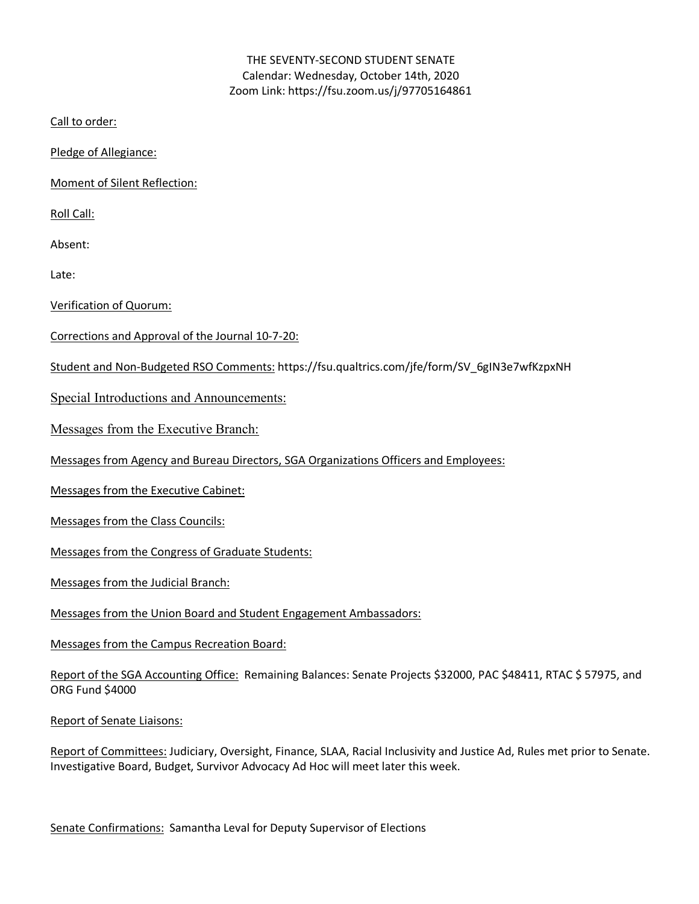THE SEVENTY-SECOND STUDENT SENATE
Calendar: Wednesday, October 14th, 2020
Zoom Link: https://fsu.zoom.us/j/97705164861

Call to order:

Pledge of Allegiance:

Moment of Silent Reflection:

Roll Call:

Absent:

Late:

Verification of Quorum:

Corrections and Approval of the Journal 10-7-20:

Student and Non-Budgeted RSO Comments: https://fsu.qualtrics.com/jfe/form/SV_6gIN3e7wfKzpxNH

Special Introductions and Announcements:

Messages from the Executive Branch:

Messages from Agency and Bureau Directors, SGA Organizations Officers and Employees:

Messages from the Executive Cabinet:

Messages from the Class Councils:

Messages from the Congress of Graduate Students:

Messages from the Judicial Branch:

Messages from the Union Board and Student Engagement Ambassadors:

Messages from the Campus Recreation Board:

Report of the SGA Accounting Office: Remaining Balances: Senate Projects $32000, PAC $48411, RTAC $ 57975, and ORG Fund $4000

Report of Senate Liaisons:

Report of Committees: Judiciary, Oversight, Finance, SLAA, Racial Inclusivity and Justice Ad, Rules met prior to Senate. Investigative Board, Budget, Survivor Advocacy Ad Hoc will meet later this week.

Senate Confirmations: Samantha Leval for Deputy Supervisor of Elections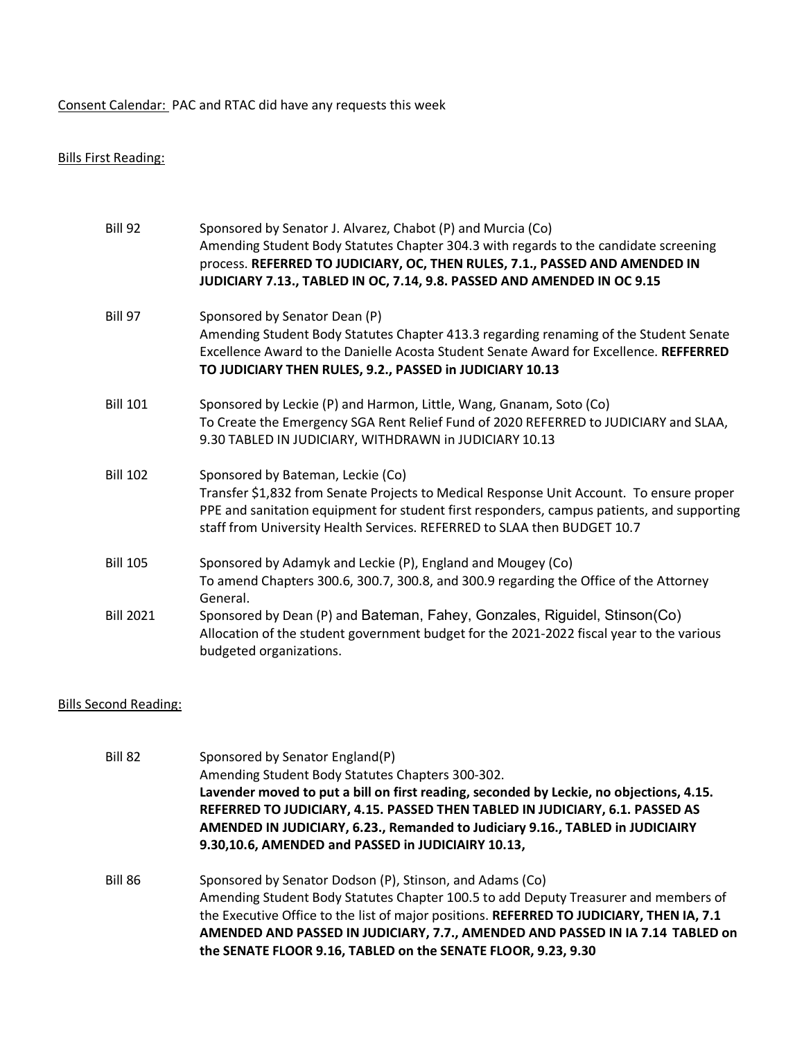Consent Calendar: PAC and RTAC did have any requests this week

Bills First Reading:

Bill 92 Sponsored by Senator J. Alvarez, Chabot (P) and Murcia (Co)
Amending Student Body Statutes Chapter 304.3 with regards to the candidate screening process. **REFERRED TO JUDICIARY, OC, THEN RULES, 7.1., PASSED AND AMENDED IN JUDICIARY 7.13., TABLED IN OC, 7.14, 9.8. PASSED AND AMENDED IN OC 9.15**

Bill 97 Sponsored by Senator Dean (P)
Amending Student Body Statutes Chapter 413.3 regarding renaming of the Student Senate Excellence Award to the Danielle Acosta Student Senate Award for Excellence. **REFFERRED TO JUDICIARY THEN RULES, 9.2., PASSED in JUDICIARY 10.13**

Bill 101 Sponsored by Leckie (P) and Harmon, Little, Wang, Gnanam, Soto (Co)
To Create the Emergency SGA Rent Relief Fund of 2020 REFERRED to JUDICIARY and SLAA, 9.30 TABLED IN JUDICIARY, WITHDRAWN in JUDICIARY 10.13

Bill 102 Sponsored by Bateman, Leckie (Co)
Transfer $1,832 from Senate Projects to Medical Response Unit Account. To ensure proper PPE and sanitation equipment for student first responders, campus patients, and supporting staff from University Health Services. REFERRED to SLAA then BUDGET 10.7

Bill 105 Sponsored by Adamyk and Leckie (P), England and Mougey (Co)
To amend Chapters 300.6, 300.7, 300.8, and 300.9 regarding the Office of the Attorney General.

Bill 2021 Sponsored by Dean (P) and Bateman, Fahey, Gonzales, Riguidel, Stinson(Co)
Allocation of the student government budget for the 2021-2022 fiscal year to the various budgeted organizations.

Bills Second Reading:

Bill 82 Sponsored by Senator England(P)
Amending Student Body Statutes Chapters 300-302.
**Lavender moved to put a bill on first reading, seconded by Leckie, no objections, 4.15. REFERRED TO JUDICIARY, 4.15. PASSED THEN TABLED IN JUDICIARY, 6.1. PASSED AS AMENDED IN JUDICIARY, 6.23., Remanded to Judiciary 9.16., TABLED in JUDICIAIRY 9.30,10.6, AMENDED and PASSED in JUDICIAIRY 10.13,**

Bill 86 Sponsored by Senator Dodson (P), Stinson, and Adams (Co)
Amending Student Body Statutes Chapter 100.5 to add Deputy Treasurer and members of the Executive Office to the list of major positions. **REFERRED TO JUDICIARY, THEN IA, 7.1 AMENDED AND PASSED IN JUDICIARY, 7.7., AMENDED AND PASSED IN IA 7.14 TABLED on the SENATE FLOOR 9.16, TABLED on the SENATE FLOOR, 9.23, 9.30**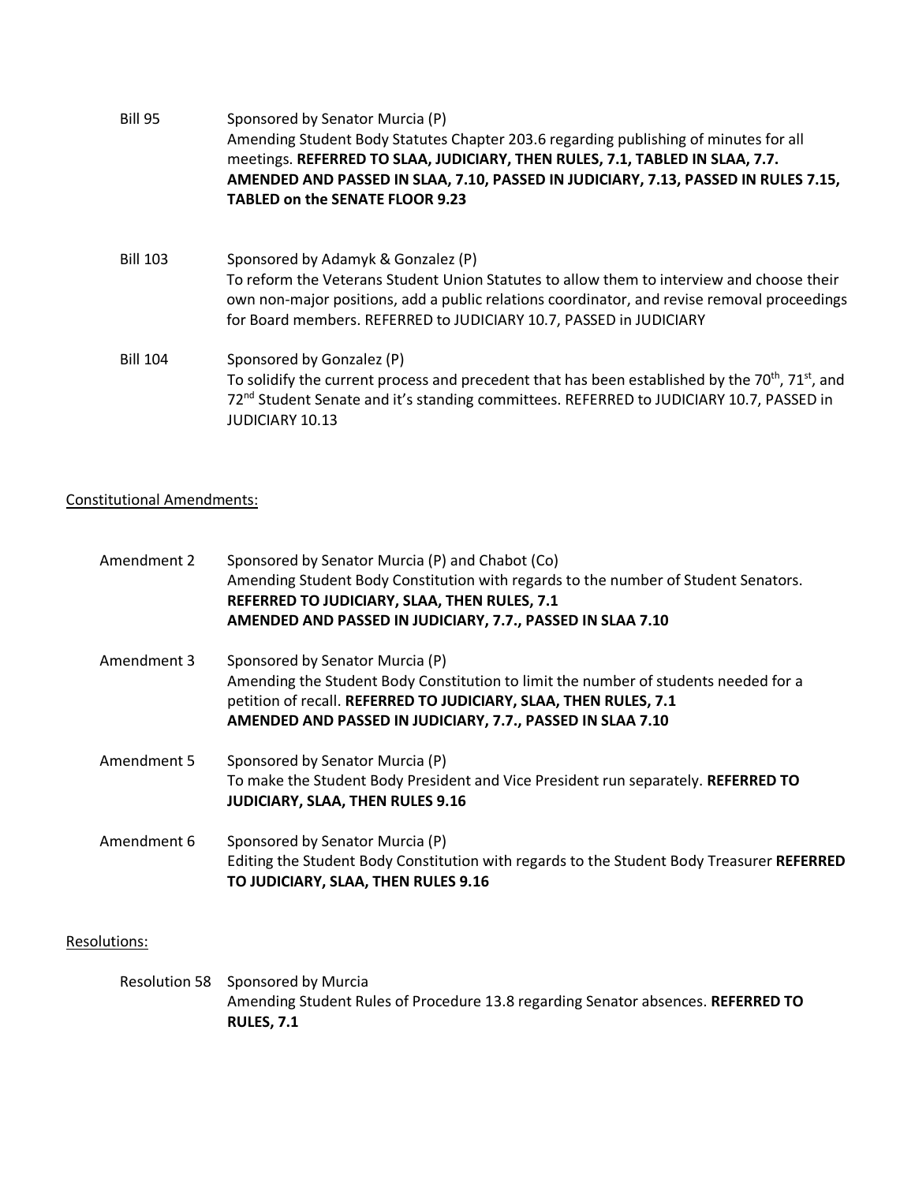Bill 95 Sponsored by Senator Murcia (P)
Amending Student Body Statutes Chapter 203.6 regarding publishing of minutes for all meetings. **REFERRED TO SLAA, JUDICIARY, THEN RULES, 7.1, TABLED IN SLAA, 7.7. AMENDED AND PASSED IN SLAA, 7.10, PASSED IN JUDICIARY, 7.13, PASSED IN RULES 7.15, TABLED on the SENATE FLOOR 9.23**

Bill 103 Sponsored by Adamyk & Gonzalez (P)
To reform the Veterans Student Union Statutes to allow them to interview and choose their own non-major positions, add a public relations coordinator, and revise removal proceedings for Board members. REFERRED to JUDICIARY 10.7, PASSED in JUDICIARY

Bill 104 Sponsored by Gonzalez (P)
To solidify the current process and precedent that has been established by the 70th, 71st, and 72nd Student Senate and it's standing committees. REFERRED to JUDICIARY 10.7, PASSED in JUDICIARY 10.13

Constitutional Amendments:

Amendment 2 Sponsored by Senator Murcia (P) and Chabot (Co)
Amending Student Body Constitution with regards to the number of Student Senators. **REFERRED TO JUDICIARY, SLAA, THEN RULES, 7.1 AMENDED AND PASSED IN JUDICIARY, 7.7., PASSED IN SLAA 7.10**

Amendment 3 Sponsored by Senator Murcia (P)
Amending the Student Body Constitution to limit the number of students needed for a petition of recall. **REFERRED TO JUDICIARY, SLAA, THEN RULES, 7.1 AMENDED AND PASSED IN JUDICIARY, 7.7., PASSED IN SLAA 7.10**

Amendment 5 Sponsored by Senator Murcia (P)
To make the Student Body President and Vice President run separately. **REFERRED TO JUDICIARY, SLAA, THEN RULES 9.16**

Amendment 6 Sponsored by Senator Murcia (P)
Editing the Student Body Constitution with regards to the Student Body Treasurer **REFERRED TO JUDICIARY, SLAA, THEN RULES 9.16**

Resolutions:

Resolution 58 Sponsored by Murcia
Amending Student Rules of Procedure 13.8 regarding Senator absences. **REFERRED TO RULES, 7.1**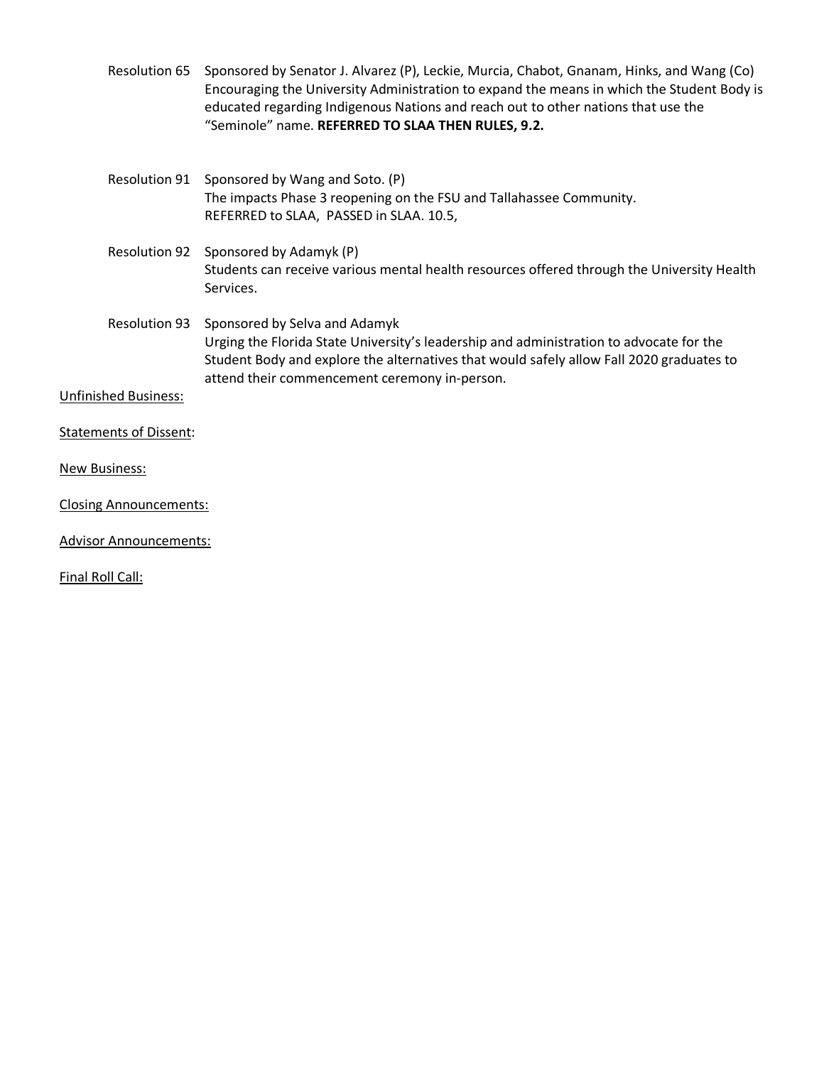Resolution 65 Sponsored by Senator J. Alvarez (P), Leckie, Murcia, Chabot, Gnanam, Hinks, and Wang (Co) Encouraging the University Administration to expand the means in which the Student Body is educated regarding Indigenous Nations and reach out to other nations that use the "Seminole" name. **REFERRED TO SLAA THEN RULES, 9.2.**

Resolution 91 Sponsored by Wang and Soto. (P)
The impacts Phase 3 reopening on the FSU and Tallahassee Community.
REFERRED to SLAA, PASSED in SLAA. 10.5,

Resolution 92 Sponsored by Adamyk (P)
Students can receive various mental health resources offered through the University Health Services.

Resolution 93 Sponsored by Selva and Adamyk
Urging the Florida State University's leadership and administration to advocate for the Student Body and explore the alternatives that would safely allow Fall 2020 graduates to attend their commencement ceremony in-person.

Unfinished Business:

Statements of Dissent:

New Business:

Closing Announcements:

Advisor Announcements:

Final Roll Call: